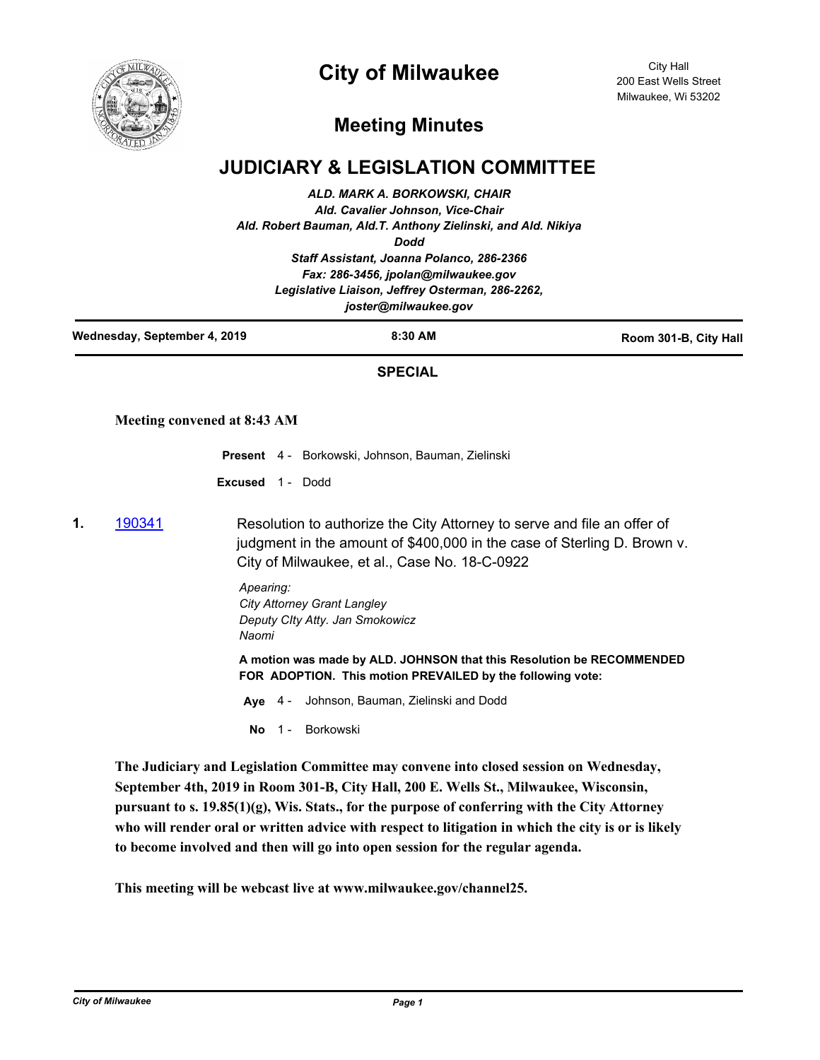# City of Milwaukee

City Hall
200 East Wells Street
Milwaukee, Wi 53202

## Meeting Minutes

# JUDICIARY & LEGISLATION COMMITTEE

*ALD. MARK A. BORKOWSKI, CHAIR*
*Ald. Cavalier Johnson, Vice-Chair*
*Ald. Robert Bauman, Ald.T. Anthony Zielinski, and Ald. Nikiya Dodd*
*Staff Assistant, Joanna Polanco, 286-2366*
*Fax: 286-3456, jpolan@milwaukee.gov*
*Legislative Liaison, Jeffrey Osterman, 286-2262, joster@milwaukee.gov*

**Wednesday, September 4, 2019** | **8:30 AM** | **Room 301-B, City Hall**

**SPECIAL**

**Meeting convened at 8:43 AM**

**Present** 4 - Borkowski, Johnson, Bauman, Zielinski

**Excused** 1 - Dodd

**1.** 190341 Resolution to authorize the City Attorney to serve and file an offer of judgment in the amount of $400,000 in the case of Sterling D. Brown v. City of Milwaukee, et al., Case No. 18-C-0922

*Apearing:*
*City Attorney Grant Langley*
*Deputy CIty Atty. Jan Smokowicz*
*Naomi*

**A motion was made by ALD. JOHNSON that this Resolution be RECOMMENDED FOR ADOPTION. This motion PREVAILED by the following vote:**

**Aye** 4 - Johnson, Bauman, Zielinski and Dodd

**No** 1 - Borkowski

**The Judiciary and Legislation Committee may convene into closed session on Wednesday, September 4th, 2019 in Room 301-B, City Hall, 200 E. Wells St., Milwaukee, Wisconsin, pursuant to s. 19.85(1)(g), Wis. Stats., for the purpose of conferring with the City Attorney who will render oral or written advice with respect to litigation in which the city is or is likely to become involved and then will go into open session for the regular agenda.**

**This meeting will be webcast live at www.milwaukee.gov/channel25.**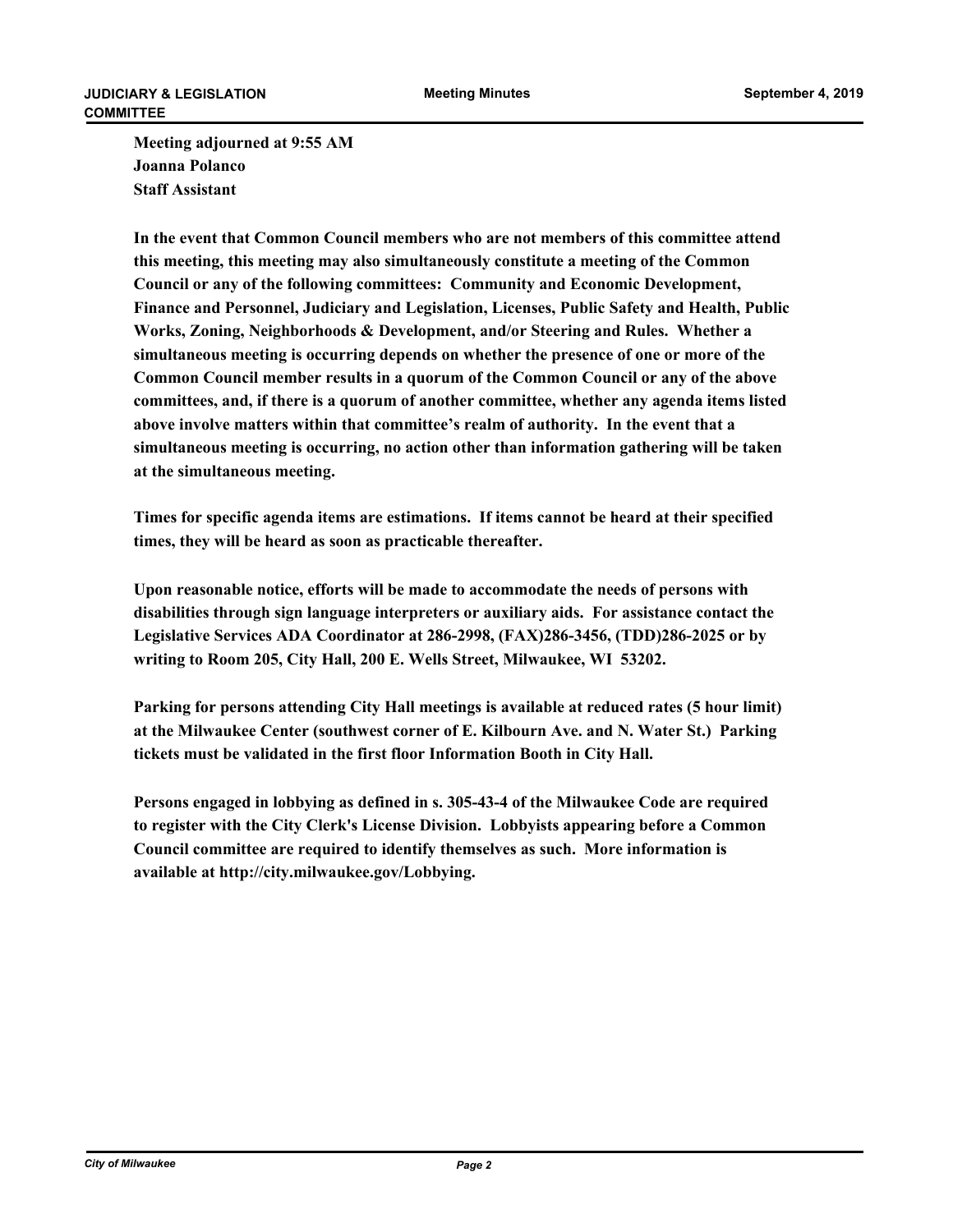**Meeting adjourned at 9:55 AM**
**Joanna Polanco**
**Staff Assistant**

**In the event that Common Council members who are not members of this committee attend this meeting, this meeting may also simultaneously constitute a meeting of the Common Council or any of the following committees: Community and Economic Development, Finance and Personnel, Judiciary and Legislation, Licenses, Public Safety and Health, Public Works, Zoning, Neighborhoods & Development, and/or Steering and Rules. Whether a simultaneous meeting is occurring depends on whether the presence of one or more of the Common Council member results in a quorum of the Common Council or any of the above committees, and, if there is a quorum of another committee, whether any agenda items listed above involve matters within that committee's realm of authority. In the event that a simultaneous meeting is occurring, no action other than information gathering will be taken at the simultaneous meeting.**

**Times for specific agenda items are estimations. If items cannot be heard at their specified times, they will be heard as soon as practicable thereafter.**

**Upon reasonable notice, efforts will be made to accommodate the needs of persons with disabilities through sign language interpreters or auxiliary aids. For assistance contact the Legislative Services ADA Coordinator at 286-2998, (FAX)286-3456, (TDD)286-2025 or by writing to Room 205, City Hall, 200 E. Wells Street, Milwaukee, WI 53202.**

**Parking for persons attending City Hall meetings is available at reduced rates (5 hour limit) at the Milwaukee Center (southwest corner of E. Kilbourn Ave. and N. Water St.) Parking tickets must be validated in the first floor Information Booth in City Hall.**

**Persons engaged in lobbying as defined in s. 305-43-4 of the Milwaukee Code are required to register with the City Clerk's License Division. Lobbyists appearing before a Common Council committee are required to identify themselves as such. More information is available at http://city.milwaukee.gov/Lobbying.**